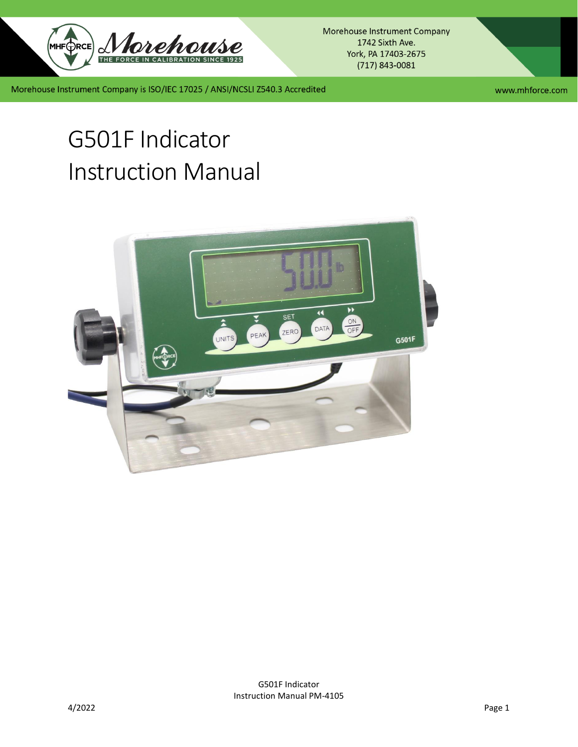Morehouse Instrument Company
1742 Sixth Ave.
York, PA 17403-2675
(717) 843-0081

Morehouse Instrument Company is ISO/IEC 17025 / ANSI/NCSLI Z540.3 Accredited

www.mhforce.com

# G501F Indicator
# Instruction Manual

G501F Indicator
Instruction Manual PM-4105

4/2022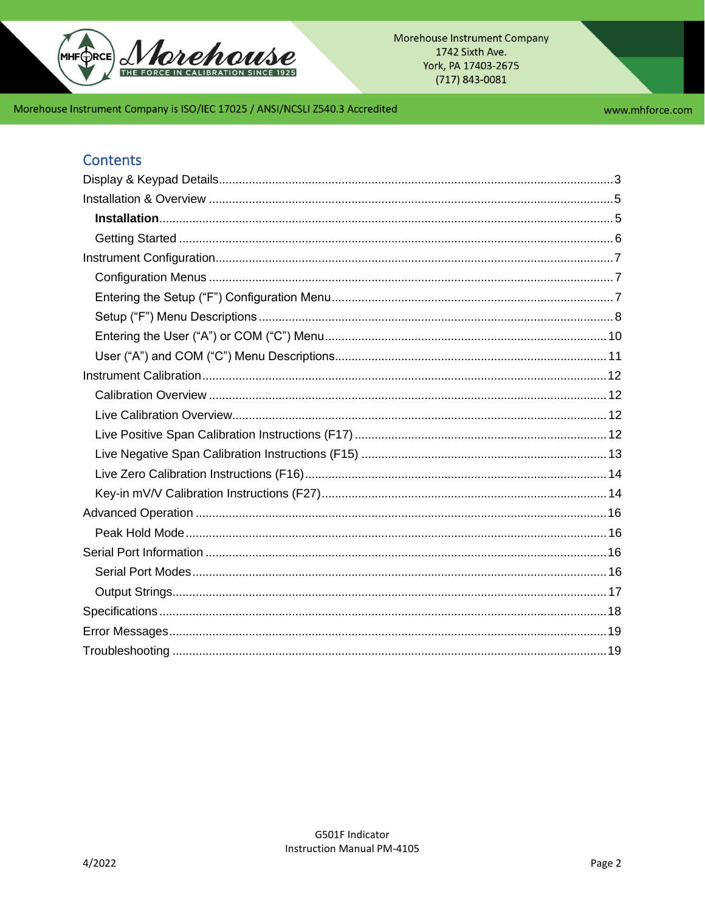## Contents

Display & Keypad Details ..... 3

Installation & Overview ..... 5

- **Installation** ..... 5
- Getting Started ..... 6

Instrument Configuration ..... 7

- Configuration Menus ..... 7
- Entering the Setup (“F”) Configuration Menu ..... 7
- Setup (“F”) Menu Descriptions ..... 8
- Entering the User (“A”) or COM (“C”) Menu ..... 10
- User (“A”) and COM (“C”) Menu Descriptions ..... 11

Instrument Calibration ..... 12

- Calibration Overview ..... 12
- Live Calibration Overview ..... 12
- Live Positive Span Calibration Instructions (F17) ..... 12
- Live Negative Span Calibration Instructions (F15) ..... 13
- Live Zero Calibration Instructions (F16) ..... 14
- Key-in mV/V Calibration Instructions (F27) ..... 14

Advanced Operation ..... 16

- Peak Hold Mode ..... 16

Serial Port Information ..... 16

- Serial Port Modes ..... 16
- Output Strings ..... 17

Specifications ..... 18

Error Messages ..... 19

Troubleshooting ..... 19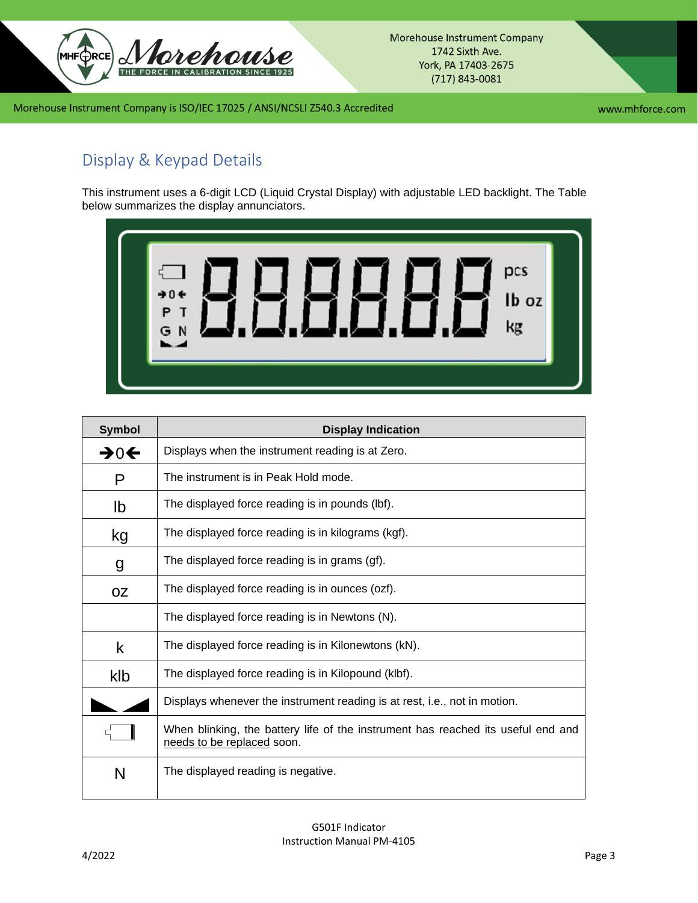## Display & Keypad Details

This instrument uses a 6-digit LCD (Liquid Crystal Display) with adjustable LED backlight. The Table below summarizes the display annunciators.

| Symbol | Display Indication |
| --- | --- |
| ➔0🡐 | Displays when the instrument reading is at Zero. |
| P | The instrument is in Peak Hold mode. |
| lb | The displayed force reading is in pounds (lbf). |
| kg | The displayed force reading is in kilograms (kgf). |
| g | The displayed force reading is in grams (gf). |
| oz | The displayed force reading is in ounces (ozf). |
| | The displayed force reading is in Newtons (N). |
| k | The displayed force reading is in Kilonewtons (kN). |
| klb | The displayed force reading is in Kilopound (klbf). |
| ◣◢ | Displays whenever the instrument reading is at rest, i.e., not in motion. |
| (battery symbol) | When blinking, the battery life of the instrument has reached its useful end and needs to be replaced soon. |
| N | The displayed reading is negative. |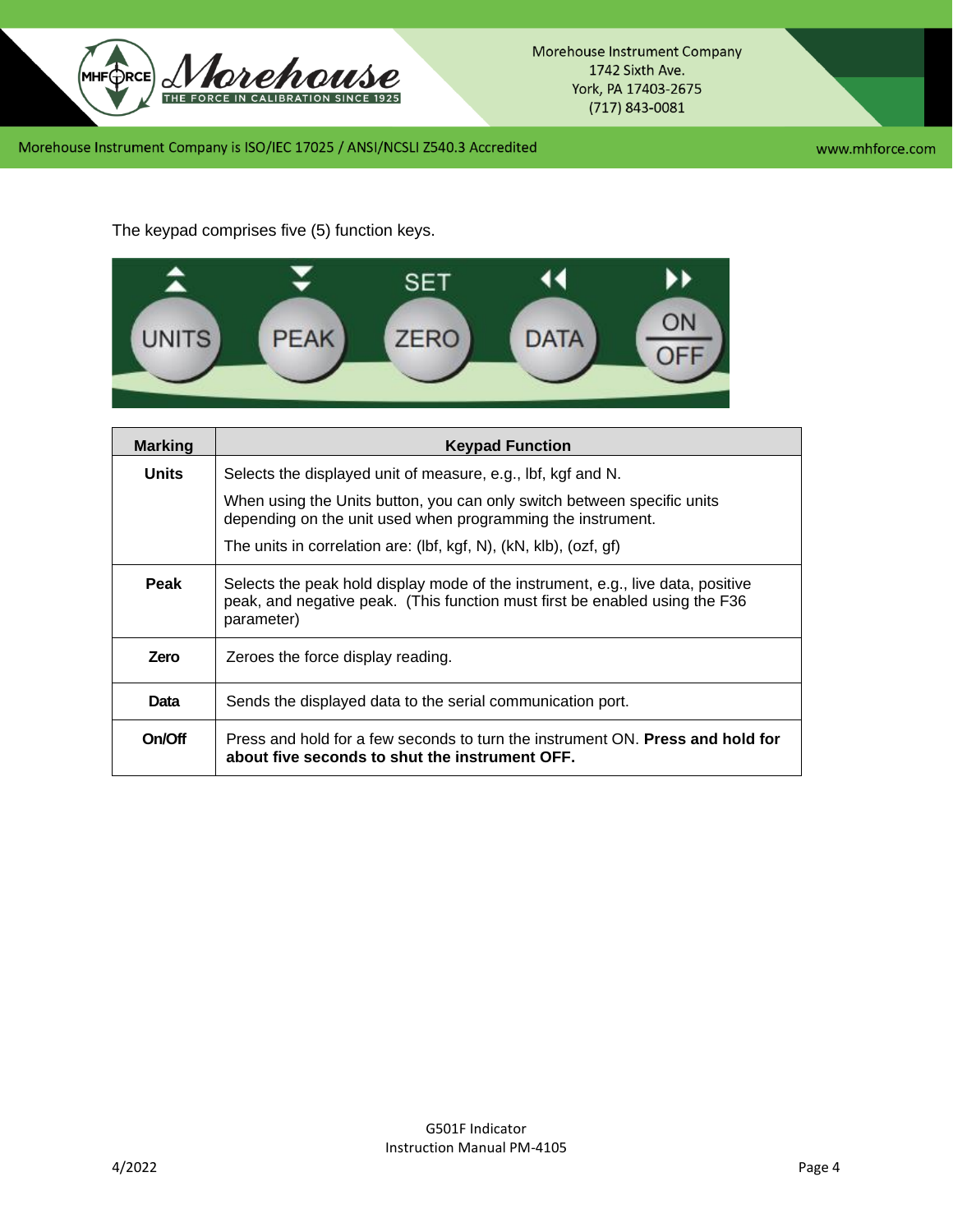The keypad comprises five (5) function keys.

| Marking | Keypad Function |
| --- | --- |
| **Units** | Selects the displayed unit of measure, e.g., lbf, kgf and N. When using the Units button, you can only switch between specific units depending on the unit used when programming the instrument. The units in correlation are: (lbf, kgf, N), (kN, klb), (ozf, gf) |
| **Peak** | Selects the peak hold display mode of the instrument, e.g., live data, positive peak, and negative peak. (This function must first be enabled using the F36 parameter) |
| **Zero** | Zeroes the force display reading. |
| **Data** | Sends the displayed data to the serial communication port. |
| **On/Off** | Press and hold for a few seconds to turn the instrument ON. **Press and hold for about five seconds to shut the instrument OFF.** |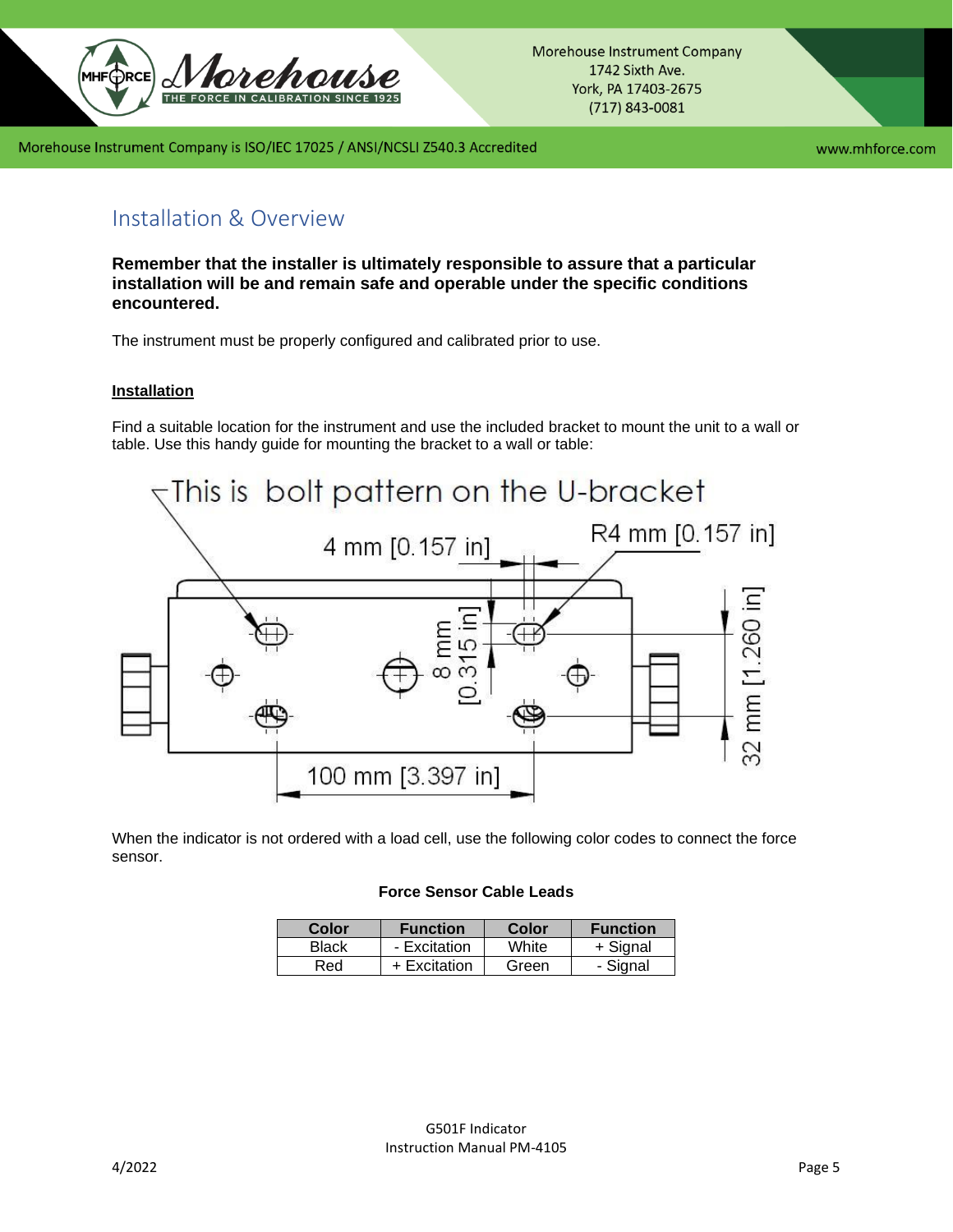## Installation & Overview

**Remember that the installer is ultimately responsible to assure that a particular installation will be and remain safe and operable under the specific conditions encountered.**

The instrument must be properly configured and calibrated prior to use.

**Installation**

Find a suitable location for the instrument and use the included bracket to mount the unit to a wall or table. Use this handy guide for mounting the bracket to a wall or table:

This is bolt pattern on the U-bracket

4 mm [0.157 in]

R4 mm [0.157 in]

8 mm [0.315 in]

32 mm [1.260 in]

100 mm [3.397 in]

When the indicator is not ordered with a load cell, use the following color codes to connect the force sensor.

**Force Sensor Cable Leads**

| Color | Function | Color | Function |
|---|---|---|---|
| Black | - Excitation | White | + Signal |
| Red | + Excitation | Green | - Signal |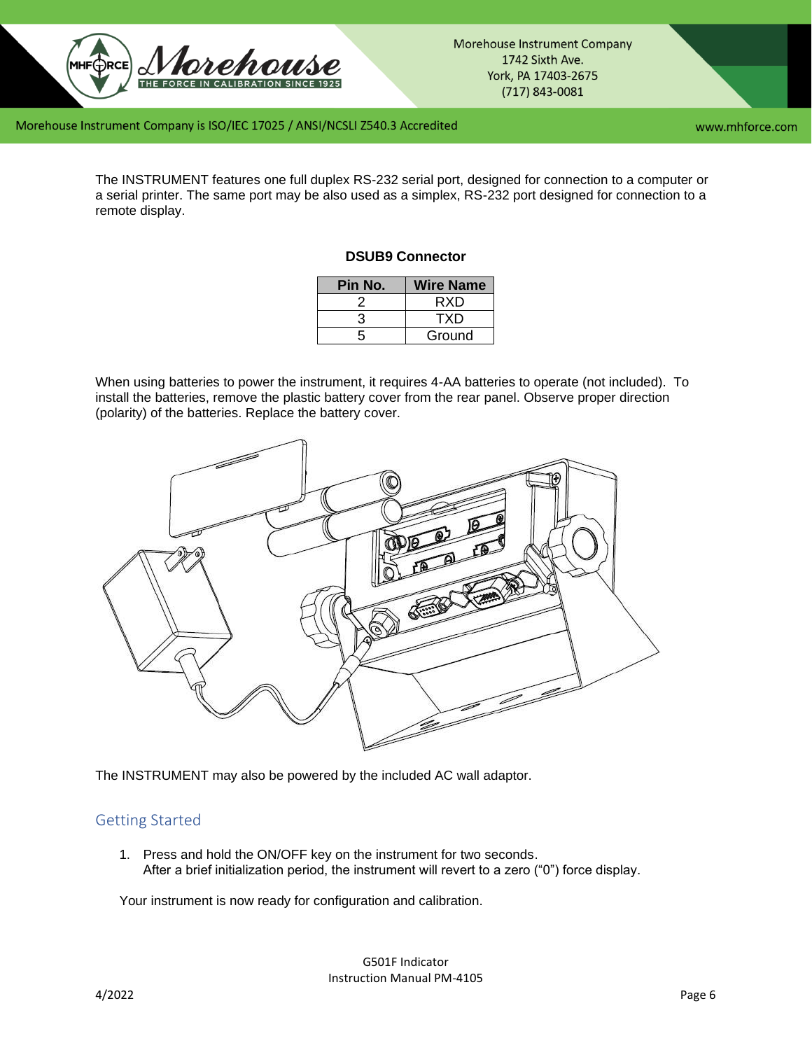The INSTRUMENT features one full duplex RS-232 serial port, designed for connection to a computer or a serial printer. The same port may be also used as a simplex, RS-232 port designed for connection to a remote display.

**DSUB9 Connector**

| Pin No. | Wire Name |
|---|---|
| 2 | RXD |
| 3 | TXD |
| 5 | Ground |

When using batteries to power the instrument, it requires 4-AA batteries to operate (not included). To install the batteries, remove the plastic battery cover from the rear panel. Observe proper direction (polarity) of the batteries. Replace the battery cover.

The INSTRUMENT may also be powered by the included AC wall adaptor.

## Getting Started

1. Press and hold the ON/OFF key on the instrument for two seconds.
   After a brief initialization period, the instrument will revert to a zero ("0") force display.

Your instrument is now ready for configuration and calibration.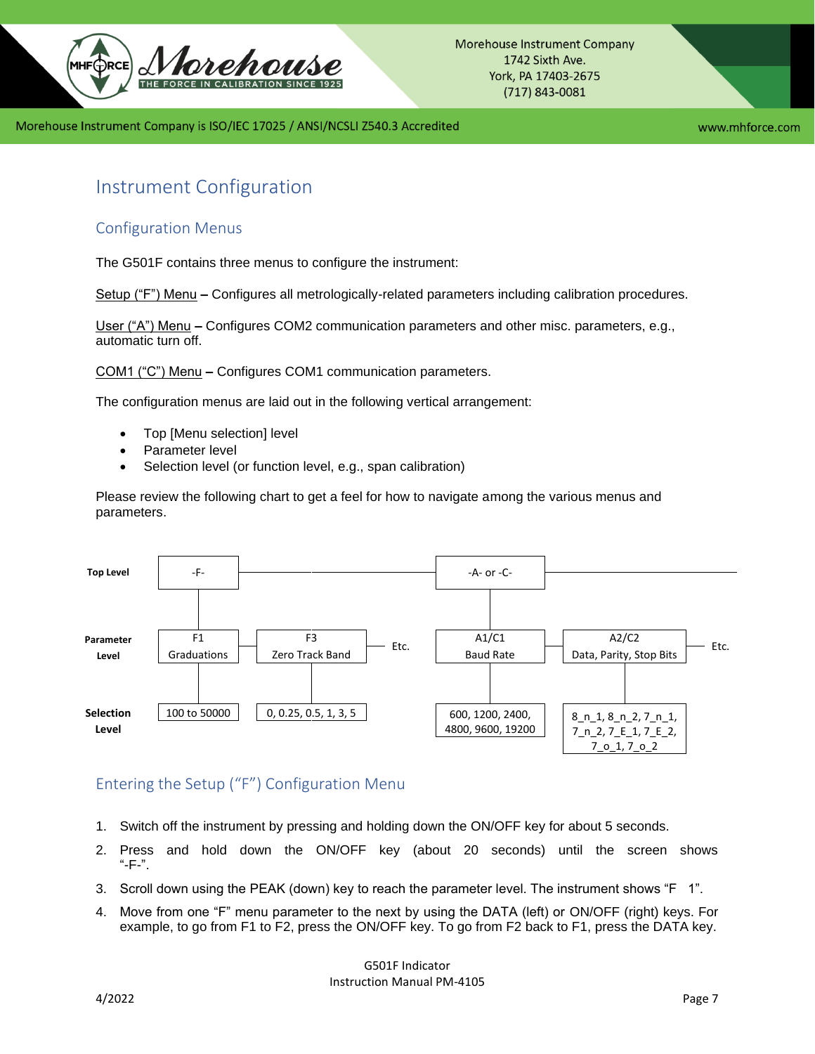# Instrument Configuration

## Configuration Menus

The G501F contains three menus to configure the instrument:

Setup ("F") Menu – Configures all metrologically-related parameters including calibration procedures.

User ("A") Menu – Configures COM2 communication parameters and other misc. parameters, e.g., automatic turn off.

COM1 ("C") Menu – Configures COM1 communication parameters.

The configuration menus are laid out in the following vertical arrangement:

- Top [Menu selection] level
- Parameter level
- Selection level (or function level, e.g., span calibration)

Please review the following chart to get a feel for how to navigate among the various menus and parameters.

| | | | | | | |
|---|---|---|---|---|---|---|
| **Top Level** | -F- | | | -A- or -C- | | |
| **Parameter Level** | F1 Graduations | F3 Zero Track Band | Etc. | A1/C1 Baud Rate | A2/C2 Data, Parity, Stop Bits | Etc. |
| **Selection Level** | 100 to 50000 | 0, 0.25, 0.5, 1, 3, 5 | | 600, 1200, 2400, 4800, 9600, 19200 | 8_n_1, 8_n_2, 7_n_1, 7_n_2, 7_E_1, 7_E_2, 7_o_1, 7_o_2 | |

## Entering the Setup ("F") Configuration Menu

1. Switch off the instrument by pressing and holding down the ON/OFF key for about 5 seconds.
2. Press and hold down the ON/OFF key (about 20 seconds) until the screen shows "-F-".
3. Scroll down using the PEAK (down) key to reach the parameter level. The instrument shows "F 1".
4. Move from one "F" menu parameter to the next by using the DATA (left) or ON/OFF (right) keys. For example, to go from F1 to F2, press the ON/OFF key. To go from F2 back to F1, press the DATA key.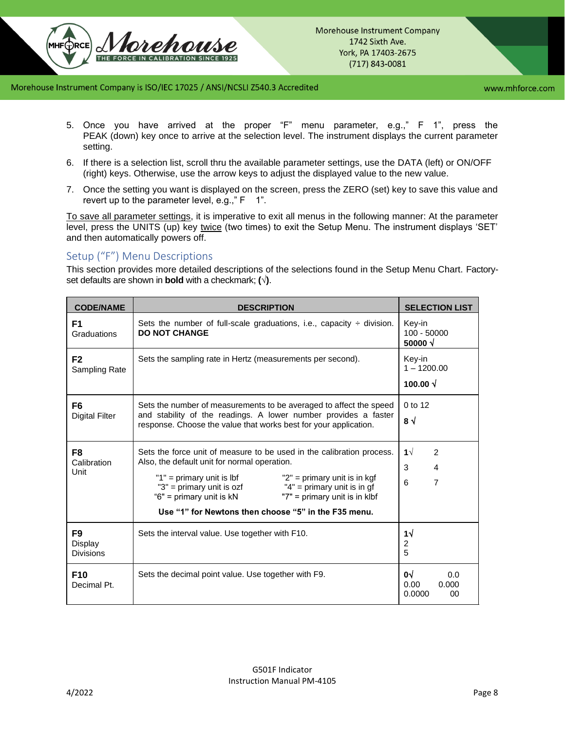5. Once you have arrived at the proper “F” menu parameter, e.g.,” F 1”, press the PEAK (down) key once to arrive at the selection level. The instrument displays the current parameter setting.
6. If there is a selection list, scroll thru the available parameter settings, use the DATA (left) or ON/OFF (right) keys. Otherwise, use the arrow keys to adjust the displayed value to the new value.
7. Once the setting you want is displayed on the screen, press the ZERO (set) key to save this value and revert up to the parameter level, e.g.,” F 1”.

To save all parameter settings, it is imperative to exit all menus in the following manner: At the parameter level, press the UNITS (up) key twice (two times) to exit the Setup Menu. The instrument displays ‘SET’ and then automatically powers off.

## Setup (“F”) Menu Descriptions

This section provides more detailed descriptions of the selections found in the Setup Menu Chart. Factory-set defaults are shown in **bold** with a checkmark; **(√)**.

| CODE/NAME | DESCRIPTION | SELECTION LIST |
|---|---|---|
| **F1** Graduations | Sets the number of full-scale graduations, i.e., capacity ÷ division. **DO NOT CHANGE** | Key-in 100 - 50000 **50000 √** |
| **F2** Sampling Rate | Sets the sampling rate in Hertz (measurements per second). | Key-in 1 – 1200.00 **100.00 √** |
| **F6** Digital Filter | Sets the number of measurements to be averaged to affect the speed and stability of the readings. A lower number provides a faster response. Choose the value that works best for your application. | 0 to 12 **8 √** |
| **F8** Calibration Unit | Sets the force unit of measure to be used in the calibration process. Also, the default unit for normal operation. "1" = primary unit is lbf; "2" = primary unit is in kgf; "3" = primary unit is ozf; "4" = primary unit is in gf; "6" = primary unit is kN; "7" = primary unit is in klbf. **Use “1” for Newtons then choose “5” in the F35 menu.** | **1√** 2 3 4 6 7 |
| **F9** Display Divisions | Sets the interval value. Use together with F10. | **1√** 2 5 |
| **F10** Decimal Pt. | Sets the decimal point value. Use together with F9. | **0√** 0.0 0.00 0.000 0.0000 00 |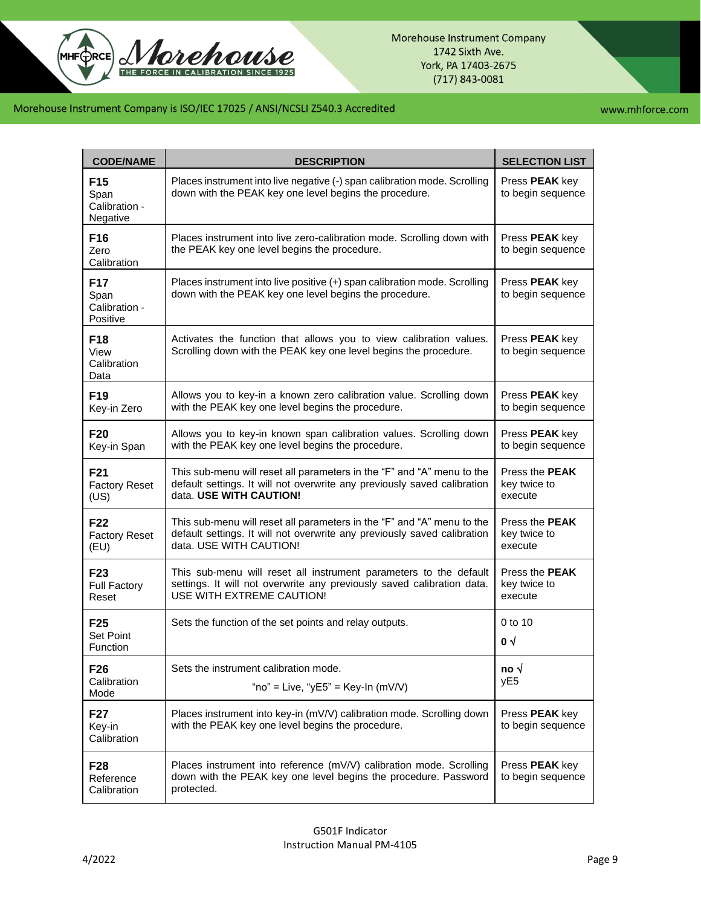| CODE/NAME | DESCRIPTION | SELECTION LIST |
|---|---|---|
| **F15** Span Calibration - Negative | Places instrument into live negative (-) span calibration mode. Scrolling down with the PEAK key one level begins the procedure. | Press **PEAK** key to begin sequence |
| **F16** Zero Calibration | Places instrument into live zero-calibration mode. Scrolling down with the PEAK key one level begins the procedure. | Press **PEAK** key to begin sequence |
| **F17** Span Calibration - Positive | Places instrument into live positive (+) span calibration mode. Scrolling down with the PEAK key one level begins the procedure. | Press **PEAK** key to begin sequence |
| **F18** View Calibration Data | Activates the function that allows you to view calibration values. Scrolling down with the PEAK key one level begins the procedure. | Press **PEAK** key to begin sequence |
| **F19** Key-in Zero | Allows you to key-in a known zero calibration value. Scrolling down with the PEAK key one level begins the procedure. | Press **PEAK** key to begin sequence |
| **F20** Key-in Span | Allows you to key-in known span calibration values. Scrolling down with the PEAK key one level begins the procedure. | Press **PEAK** key to begin sequence |
| **F21** Factory Reset (US) | This sub-menu will reset all parameters in the "F" and "A" menu to the default settings. It will not overwrite any previously saved calibration data. **USE WITH CAUTION!** | Press the **PEAK** key twice to execute |
| **F22** Factory Reset (EU) | This sub-menu will reset all parameters in the "F" and "A" menu to the default settings. It will not overwrite any previously saved calibration data. USE WITH CAUTION! | Press the **PEAK** key twice to execute |
| **F23** Full Factory Reset | This sub-menu will reset all instrument parameters to the default settings. It will not overwrite any previously saved calibration data. USE WITH EXTREME CAUTION! | Press the **PEAK** key twice to execute |
| **F25** Set Point Function | Sets the function of the set points and relay outputs. | 0 to 10<br>**0** √ |
| **F26** Calibration Mode | Sets the instrument calibration mode.<br>"no" = Live, "yE5" = Key-In (mV/V) | **no** √<br>yE5 |
| **F27** Key-in Calibration | Places instrument into key-in (mV/V) calibration mode. Scrolling down with the PEAK key one level begins the procedure. | Press **PEAK** key to begin sequence |
| **F28** Reference Calibration | Places instrument into reference (mV/V) calibration mode. Scrolling down with the PEAK key one level begins the procedure. Password protected. | Press **PEAK** key to begin sequence |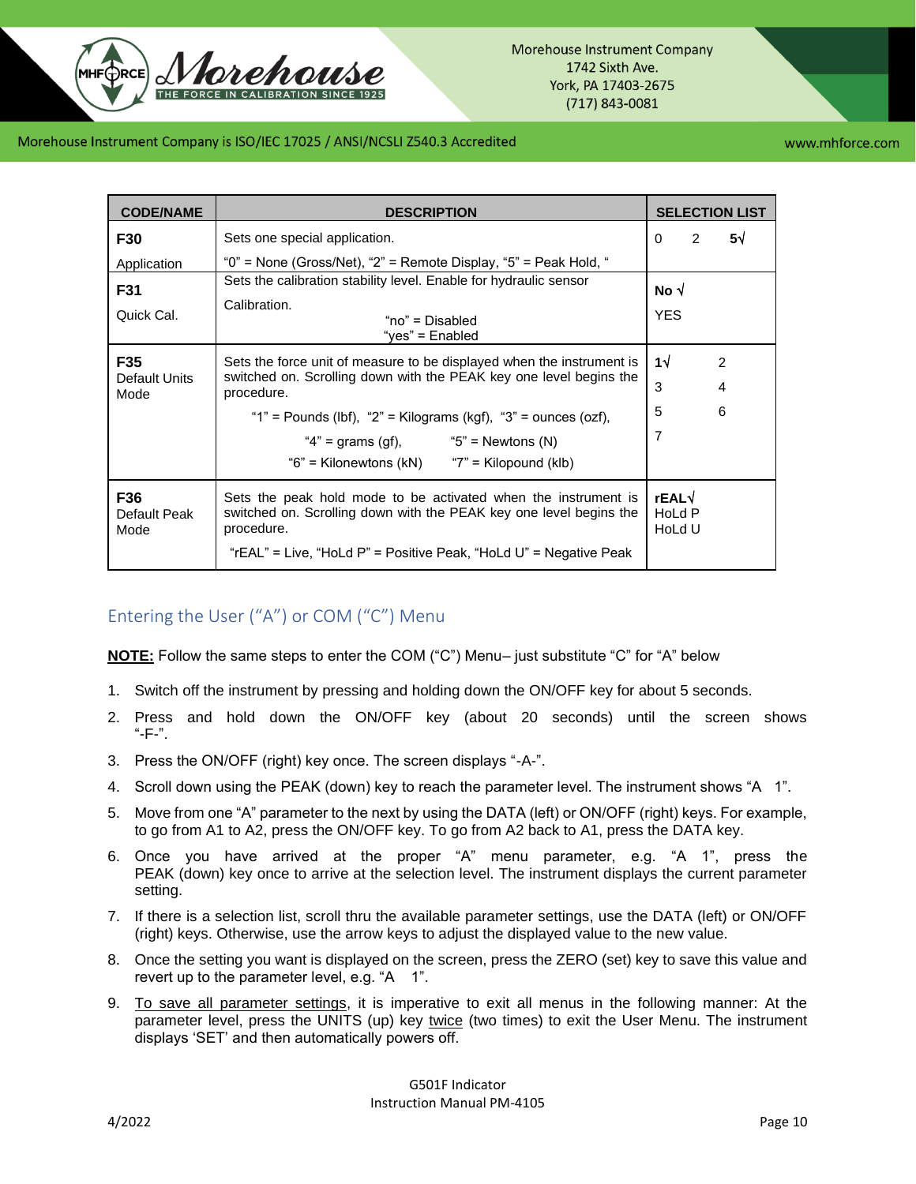| CODE/NAME | DESCRIPTION | SELECTION LIST |
|---|---|---|
| **F30** Application | Sets one special application. "0" = None (Gross/Net), "2" = Remote Display, "5" = Peak Hold, " | 0 2 **5√** |
| **F31** Quick Cal. | Sets the calibration stability level. Enable for hydraulic sensor Calibration. "no" = Disabled "yes" = Enabled | **No √** YES |
| **F35** Default Units Mode | Sets the force unit of measure to be displayed when the instrument is switched on. Scrolling down with the PEAK key one level begins the procedure. "1" = Pounds (lbf), "2" = Kilograms (kgf), "3" = ounces (ozf), "4" = grams (gf), "5" = Newtons (N) "6" = Kilonewtons (kN) "7" = Kilopound (klb) | **1√** 2 3 4 5 6 7 |
| **F36** Default Peak Mode | Sets the peak hold mode to be activated when the instrument is switched on. Scrolling down with the PEAK key one level begins the procedure. "rEAL" = Live, "HoLd P" = Positive Peak, "HoLd U" = Negative Peak | **rEAL√** HoLd P HoLd U |

## Entering the User ("A") or COM ("C") Menu

**NOTE:** Follow the same steps to enter the COM ("C") Menu– just substitute "C" for "A" below

1. Switch off the instrument by pressing and holding down the ON/OFF key for about 5 seconds.
2. Press and hold down the ON/OFF key (about 20 seconds) until the screen shows "-F-".
3. Press the ON/OFF (right) key once. The screen displays "-A-".
4. Scroll down using the PEAK (down) key to reach the parameter level. The instrument shows "A 1".
5. Move from one "A" parameter to the next by using the DATA (left) or ON/OFF (right) keys. For example, to go from A1 to A2, press the ON/OFF key. To go from A2 back to A1, press the DATA key.
6. Once you have arrived at the proper "A" menu parameter, e.g. "A 1", press the PEAK (down) key once to arrive at the selection level. The instrument displays the current parameter setting.
7. If there is a selection list, scroll thru the available parameter settings, use the DATA (left) or ON/OFF (right) keys. Otherwise, use the arrow keys to adjust the displayed value to the new value.
8. Once the setting you want is displayed on the screen, press the ZERO (set) key to save this value and revert up to the parameter level, e.g. "A 1".
9. To save all parameter settings, it is imperative to exit all menus in the following manner: At the parameter level, press the UNITS (up) key twice (two times) to exit the User Menu. The instrument displays 'SET' and then automatically powers off.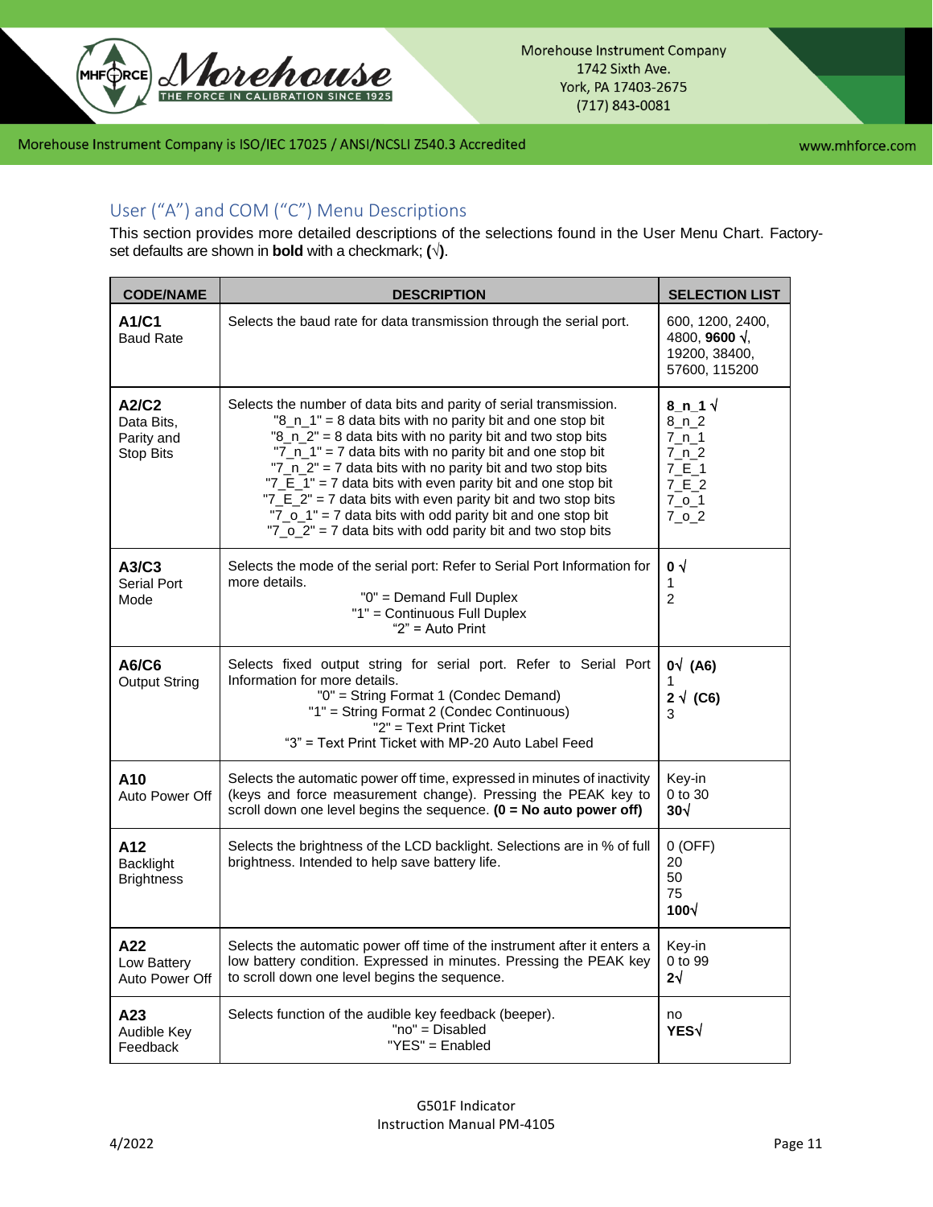## User ("A") and COM ("C") Menu Descriptions

This section provides more detailed descriptions of the selections found in the User Menu Chart. Factory-set defaults are shown in **bold** with a checkmark; **(√)**.

| CODE/NAME | DESCRIPTION | SELECTION LIST |
|---|---|---|
| **A1/C1**<br>Baud Rate | Selects the baud rate for data transmission through the serial port. | 600, 1200, 2400, 4800, **9600** √, 19200, 38400, 57600, 115200 |
| **A2/C2**<br>Data Bits, Parity and Stop Bits | Selects the number of data bits and parity of serial transmission.<br>"8_n_1" = 8 data bits with no parity bit and one stop bit<br>"8_n_2" = 8 data bits with no parity bit and two stop bits<br>"7_n_1" = 7 data bits with no parity bit and one stop bit<br>"7_n_2" = 7 data bits with no parity bit and two stop bits<br>"7_E_1" = 7 data bits with even parity bit and one stop bit<br>"7_E_2" = 7 data bits with even parity bit and two stop bits<br>"7_o_1" = 7 data bits with odd parity bit and one stop bit<br>"7_o_2" = 7 data bits with odd parity bit and two stop bits | **8_n_1** √<br>8_n_2<br>7_n_1<br>7_n_2<br>7_E_1<br>7_E_2<br>7_o_1<br>7_o_2 |
| **A3/C3**<br>Serial Port Mode | Selects the mode of the serial port: Refer to Serial Port Information for more details.<br>"0" = Demand Full Duplex<br>"1" = Continuous Full Duplex<br>"2" = Auto Print | **0** √<br>1<br>2 |
| **A6/C6**<br>Output String | Selects fixed output string for serial port. Refer to Serial Port Information for more details.<br>"0" = String Format 1 (Condec Demand)<br>"1" = String Format 2 (Condec Continuous)<br>"2" = Text Print Ticket<br>"3" = Text Print Ticket with MP-20 Auto Label Feed | **0**√ **(A6)**<br>1<br>**2** √ **(C6)**<br>3 |
| **A10**<br>Auto Power Off | Selects the automatic power off time, expressed in minutes of inactivity (keys and force measurement change). Pressing the PEAK key to scroll down one level begins the sequence. **(0 = No auto power off)** | Key-in<br>0 to 30<br>**30**√ |
| **A12**<br>Backlight Brightness | Selects the brightness of the LCD backlight. Selections are in % of full brightness. Intended to help save battery life. | 0 (OFF)<br>20<br>50<br>75<br>**100**√ |
| **A22**<br>Low Battery Auto Power Off | Selects the automatic power off time of the instrument after it enters a low battery condition. Expressed in minutes. Pressing the PEAK key to scroll down one level begins the sequence. | Key-in<br>0 to 99<br>**2**√ |
| **A23**<br>Audible Key Feedback | Selects function of the audible key feedback (beeper).<br>"no" = Disabled<br>"YES" = Enabled | no<br>**YES**√ |

G501F Indicator
Instruction Manual PM-4105

4/2022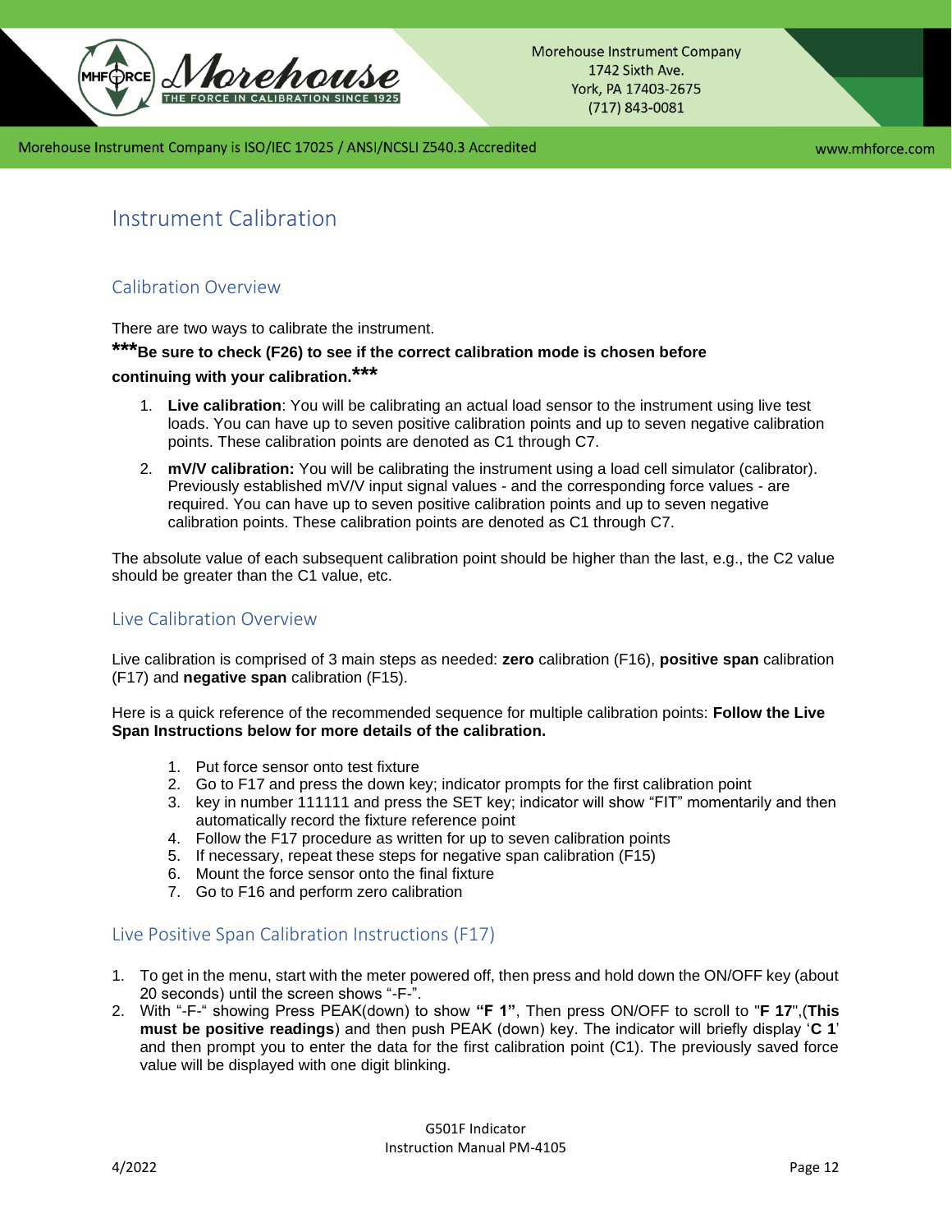# Instrument Calibration

## Calibration Overview

There are two ways to calibrate the instrument.

**\*\*\*Be sure to check (F26) to see if the correct calibration mode is chosen before continuing with your calibration.\*\*\***

1. **Live calibration**: You will be calibrating an actual load sensor to the instrument using live test loads. You can have up to seven positive calibration points and up to seven negative calibration points. These calibration points are denoted as C1 through C7.
2. **mV/V calibration:** You will be calibrating the instrument using a load cell simulator (calibrator). Previously established mV/V input signal values - and the corresponding force values - are required. You can have up to seven positive calibration points and up to seven negative calibration points. These calibration points are denoted as C1 through C7.

The absolute value of each subsequent calibration point should be higher than the last, e.g., the C2 value should be greater than the C1 value, etc.

## Live Calibration Overview

Live calibration is comprised of 3 main steps as needed: **zero** calibration (F16), **positive span** calibration (F17) and **negative span** calibration (F15).

Here is a quick reference of the recommended sequence for multiple calibration points: **Follow the Live Span Instructions below for more details of the calibration.**

1. Put force sensor onto test fixture
2. Go to F17 and press the down key; indicator prompts for the first calibration point
3. key in number 111111 and press the SET key; indicator will show "FIT" momentarily and then automatically record the fixture reference point
4. Follow the F17 procedure as written for up to seven calibration points
5. If necessary, repeat these steps for negative span calibration (F15)
6. Mount the force sensor onto the final fixture
7. Go to F16 and perform zero calibration

## Live Positive Span Calibration Instructions (F17)

1. To get in the menu, start with the meter powered off, then press and hold down the ON/OFF key (about 20 seconds) until the screen shows "-F-".
2. With "-F-" showing Press PEAK(down) to show **"F 1"**, Then press ON/OFF to scroll to "**F 17**",(**This must be positive readings**) and then push PEAK (down) key. The indicator will briefly display '**C 1**' and then prompt you to enter the data for the first calibration point (C1). The previously saved force value will be displayed with one digit blinking.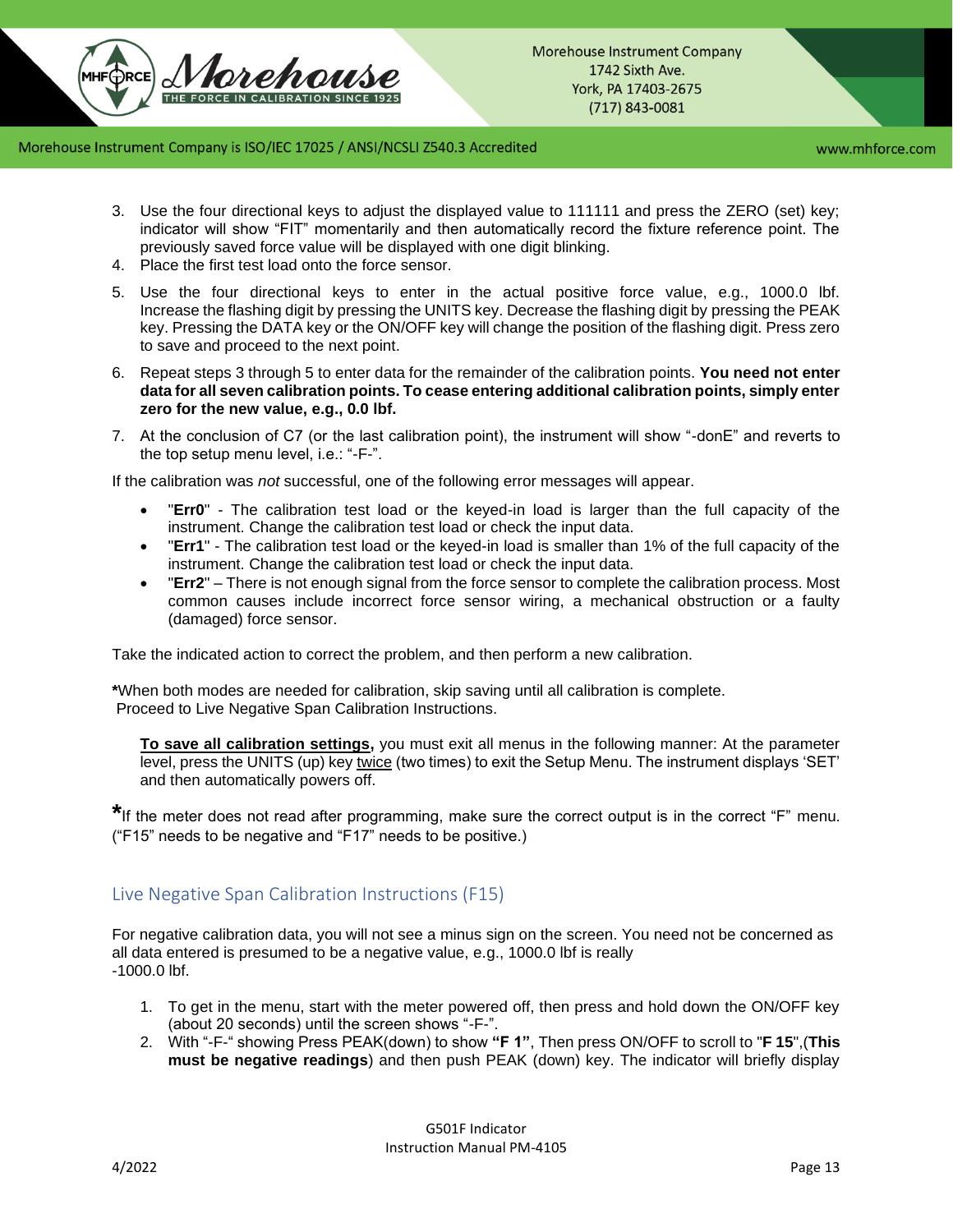3. Use the four directional keys to adjust the displayed value to 111111 and press the ZERO (set) key; indicator will show "FIT" momentarily and then automatically record the fixture reference point. The previously saved force value will be displayed with one digit blinking.
4. Place the first test load onto the force sensor.
5. Use the four directional keys to enter in the actual positive force value, e.g., 1000.0 lbf. Increase the flashing digit by pressing the UNITS key. Decrease the flashing digit by pressing the PEAK key. Pressing the DATA key or the ON/OFF key will change the position of the flashing digit. Press zero to save and proceed to the next point.
6. Repeat steps 3 through 5 to enter data for the remainder of the calibration points. **You need not enter data for all seven calibration points. To cease entering additional calibration points, simply enter zero for the new value, e.g., 0.0 lbf.**
7. At the conclusion of C7 (or the last calibration point), the instrument will show "-donE" and reverts to the top setup menu level, i.e.: "-F-".

If the calibration was *not* successful, one of the following error messages will appear.

- "**Err0**" - The calibration test load or the keyed-in load is larger than the full capacity of the instrument. Change the calibration test load or check the input data.
- "**Err1**" - The calibration test load or the keyed-in load is smaller than 1% of the full capacity of the instrument. Change the calibration test load or check the input data.
- "**Err2**" – There is not enough signal from the force sensor to complete the calibration process. Most common causes include incorrect force sensor wiring, a mechanical obstruction or a faulty (damaged) force sensor.

Take the indicated action to correct the problem, and then perform a new calibration.

***When both modes are needed for calibration, skip saving until all calibration is complete.**
Proceed to Live Negative Span Calibration Instructions.

> **<u>To save all calibration settings</u>,** you must exit all menus in the following manner: At the parameter level, press the UNITS (up) key <u>twice</u> (two times) to exit the Setup Menu. The instrument displays 'SET' and then automatically powers off.

**\***If the meter does not read after programming, make sure the correct output is in the correct "F" menu. ("F15" needs to be negative and "F17" needs to be positive.)

## Live Negative Span Calibration Instructions (F15)

For negative calibration data, you will not see a minus sign on the screen. You need not be concerned as all data entered is presumed to be a negative value, e.g., 1000.0 lbf is really
-1000.0 lbf.

1. To get in the menu, start with the meter powered off, then press and hold down the ON/OFF key (about 20 seconds) until the screen shows "-F-".
2. With "-F-" showing Press PEAK(down) to show **"F 1"**, Then press ON/OFF to scroll to "**F 15**",(**This must be negative readings**) and then push PEAK (down) key. The indicator will briefly display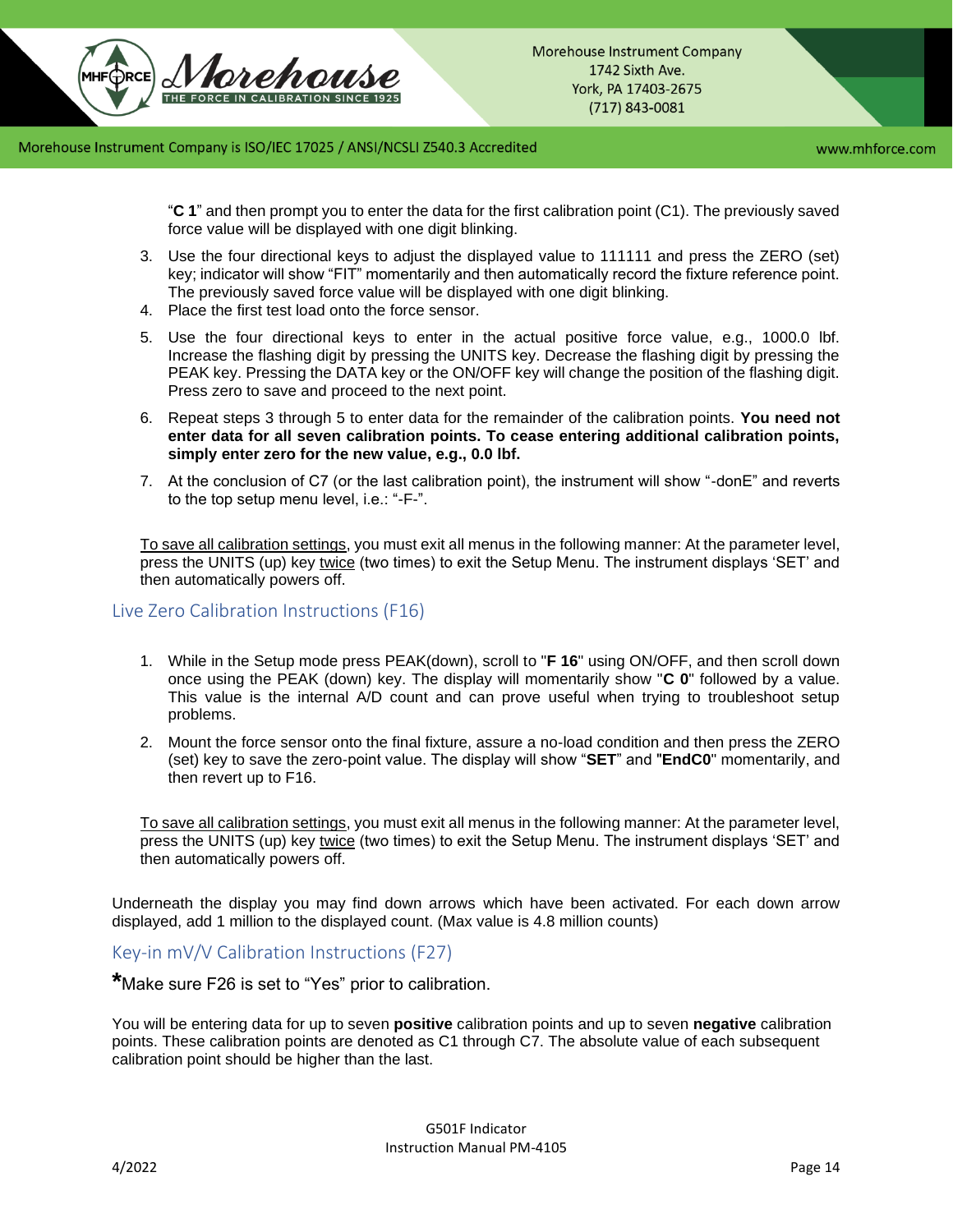"**C 1**" and then prompt you to enter the data for the first calibration point (C1). The previously saved force value will be displayed with one digit blinking.

3. Use the four directional keys to adjust the displayed value to 111111 and press the ZERO (set) key; indicator will show "FIT" momentarily and then automatically record the fixture reference point. The previously saved force value will be displayed with one digit blinking.
4. Place the first test load onto the force sensor.
5. Use the four directional keys to enter in the actual positive force value, e.g., 1000.0 lbf. Increase the flashing digit by pressing the UNITS key. Decrease the flashing digit by pressing the PEAK key. Pressing the DATA key or the ON/OFF key will change the position of the flashing digit. Press zero to save and proceed to the next point.
6. Repeat steps 3 through 5 to enter data for the remainder of the calibration points. **You need not enter data for all seven calibration points. To cease entering additional calibration points, simply enter zero for the new value, e.g., 0.0 lbf.**
7. At the conclusion of C7 (or the last calibration point), the instrument will show "-donE" and reverts to the top setup menu level, i.e.: "-F-".

To save all calibration settings, you must exit all menus in the following manner: At the parameter level, press the UNITS (up) key twice (two times) to exit the Setup Menu. The instrument displays 'SET' and then automatically powers off.

## Live Zero Calibration Instructions (F16)

1. While in the Setup mode press PEAK(down), scroll to "**F 16**" using ON/OFF, and then scroll down once using the PEAK (down) key. The display will momentarily show "**C 0**" followed by a value. This value is the internal A/D count and can prove useful when trying to troubleshoot setup problems.
2. Mount the force sensor onto the final fixture, assure a no-load condition and then press the ZERO (set) key to save the zero-point value. The display will show "**SET**" and "**EndC0**" momentarily, and then revert up to F16.

To save all calibration settings, you must exit all menus in the following manner: At the parameter level, press the UNITS (up) key twice (two times) to exit the Setup Menu. The instrument displays 'SET' and then automatically powers off.

Underneath the display you may find down arrows which have been activated. For each down arrow displayed, add 1 million to the displayed count. (Max value is 4.8 million counts)

## Key-in mV/V Calibration Instructions (F27)

**\***Make sure F26 is set to "Yes" prior to calibration.

You will be entering data for up to seven **positive** calibration points and up to seven **negative** calibration points. These calibration points are denoted as C1 through C7. The absolute value of each subsequent calibration point should be higher than the last.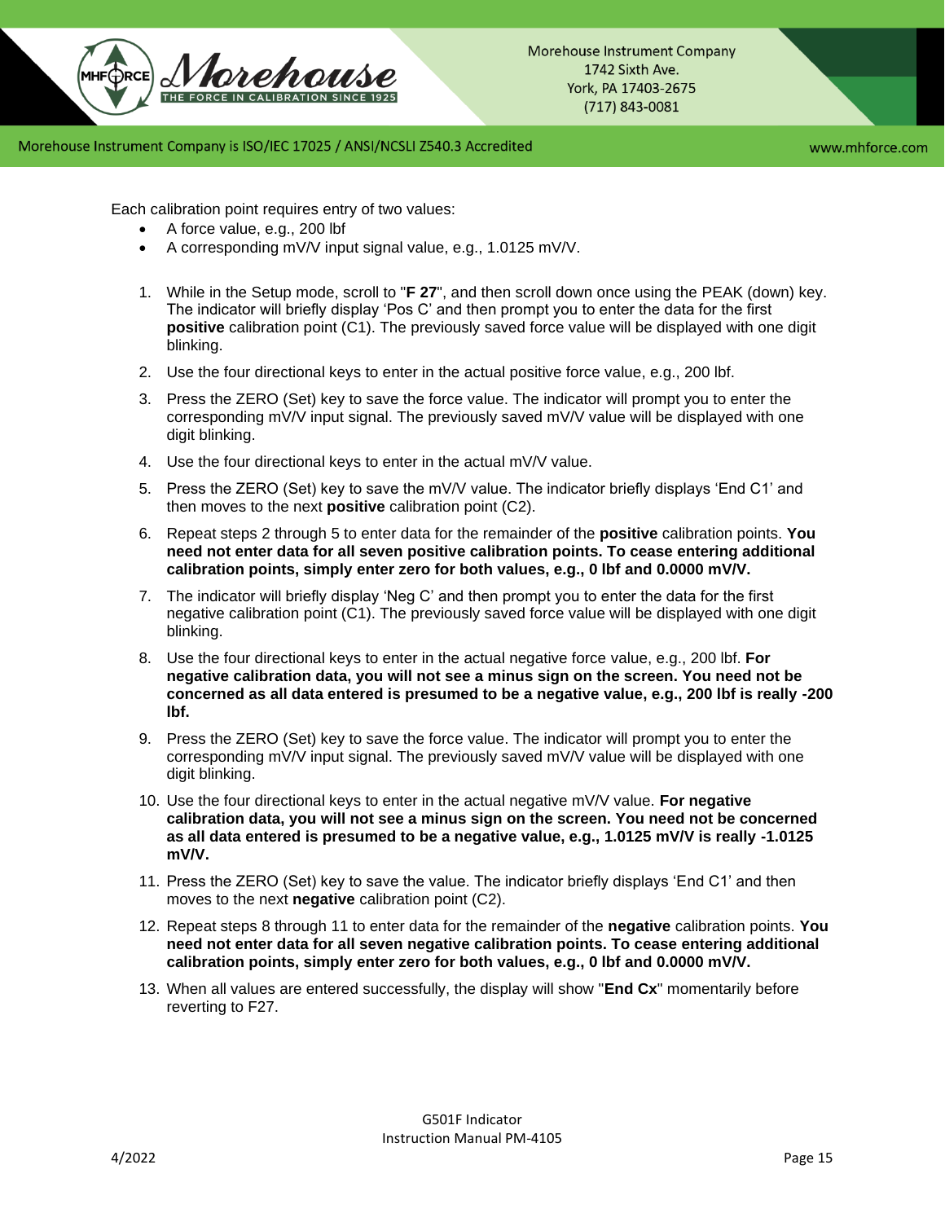Each calibration point requires entry of two values:

- A force value, e.g., 200 lbf
- A corresponding mV/V input signal value, e.g., 1.0125 mV/V.

1. While in the Setup mode, scroll to "**F 27**", and then scroll down once using the PEAK (down) key. The indicator will briefly display 'Pos C' and then prompt you to enter the data for the first **positive** calibration point (C1). The previously saved force value will be displayed with one digit blinking.
2. Use the four directional keys to enter in the actual positive force value, e.g., 200 lbf.
3. Press the ZERO (Set) key to save the force value. The indicator will prompt you to enter the corresponding mV/V input signal. The previously saved mV/V value will be displayed with one digit blinking.
4. Use the four directional keys to enter in the actual mV/V value.
5. Press the ZERO (Set) key to save the mV/V value. The indicator briefly displays 'End C1' and then moves to the next **positive** calibration point (C2).
6. Repeat steps 2 through 5 to enter data for the remainder of the **positive** calibration points. **You need not enter data for all seven positive calibration points. To cease entering additional calibration points, simply enter zero for both values, e.g., 0 lbf and 0.0000 mV/V.**
7. The indicator will briefly display 'Neg C' and then prompt you to enter the data for the first negative calibration point (C1). The previously saved force value will be displayed with one digit blinking.
8. Use the four directional keys to enter in the actual negative force value, e.g., 200 lbf. **For negative calibration data, you will not see a minus sign on the screen. You need not be concerned as all data entered is presumed to be a negative value, e.g., 200 lbf is really -200 lbf.**
9. Press the ZERO (Set) key to save the force value. The indicator will prompt you to enter the corresponding mV/V input signal. The previously saved mV/V value will be displayed with one digit blinking.
10. Use the four directional keys to enter in the actual negative mV/V value. **For negative calibration data, you will not see a minus sign on the screen. You need not be concerned as all data entered is presumed to be a negative value, e.g., 1.0125 mV/V is really -1.0125 mV/V.**
11. Press the ZERO (Set) key to save the value. The indicator briefly displays 'End C1' and then moves to the next **negative** calibration point (C2).
12. Repeat steps 8 through 11 to enter data for the remainder of the **negative** calibration points. **You need not enter data for all seven negative calibration points. To cease entering additional calibration points, simply enter zero for both values, e.g., 0 lbf and 0.0000 mV/V.**
13. When all values are entered successfully, the display will show "**End Cx**" momentarily before reverting to F27.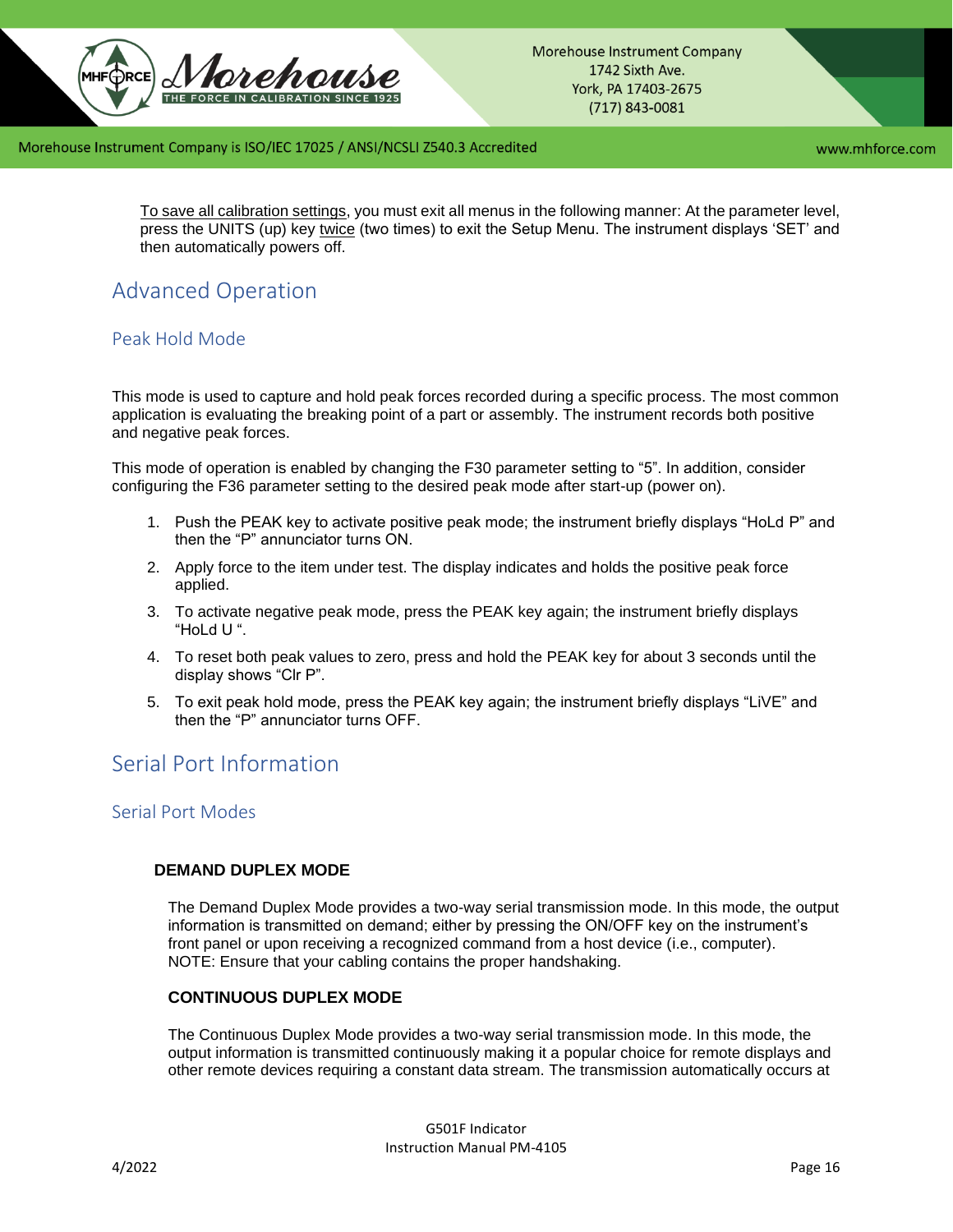To save all calibration settings, you must exit all menus in the following manner: At the parameter level, press the UNITS (up) key twice (two times) to exit the Setup Menu. The instrument displays 'SET' and then automatically powers off.

# Advanced Operation

## Peak Hold Mode

This mode is used to capture and hold peak forces recorded during a specific process. The most common application is evaluating the breaking point of a part or assembly. The instrument records both positive and negative peak forces.

This mode of operation is enabled by changing the F30 parameter setting to "5". In addition, consider configuring the F36 parameter setting to the desired peak mode after start-up (power on).

1. Push the PEAK key to activate positive peak mode; the instrument briefly displays "HoLd P" and then the "P" annunciator turns ON.
2. Apply force to the item under test. The display indicates and holds the positive peak force applied.
3. To activate negative peak mode, press the PEAK key again; the instrument briefly displays "HoLd U ".
4. To reset both peak values to zero, press and hold the PEAK key for about 3 seconds until the display shows "Clr P".
5. To exit peak hold mode, press the PEAK key again; the instrument briefly displays "LiVE" and then the "P" annunciator turns OFF.

# Serial Port Information

## Serial Port Modes

**DEMAND DUPLEX MODE**

The Demand Duplex Mode provides a two-way serial transmission mode. In this mode, the output information is transmitted on demand; either by pressing the ON/OFF key on the instrument's front panel or upon receiving a recognized command from a host device (i.e., computer). NOTE: Ensure that your cabling contains the proper handshaking.

**CONTINUOUS DUPLEX MODE**

The Continuous Duplex Mode provides a two-way serial transmission mode. In this mode, the output information is transmitted continuously making it a popular choice for remote displays and other remote devices requiring a constant data stream. The transmission automatically occurs at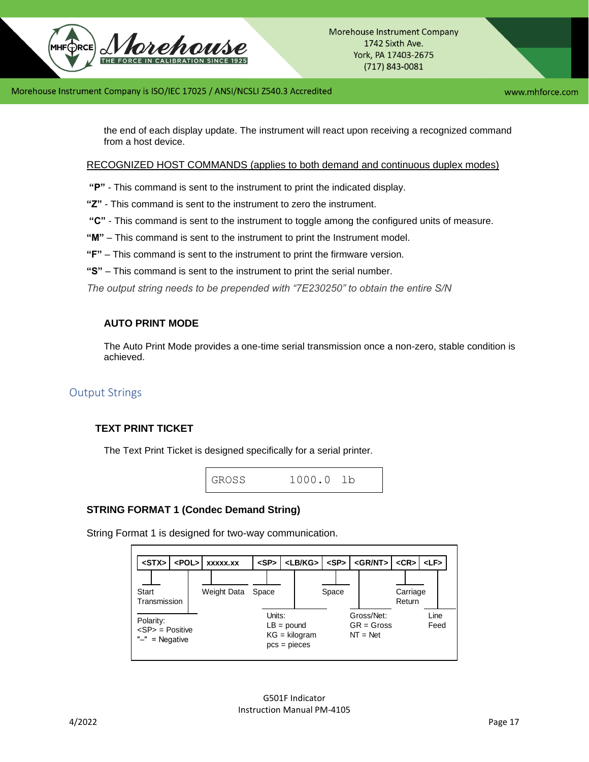the end of each display update. The instrument will react upon receiving a recognized command from a host device.

RECOGNIZED HOST COMMANDS (applies to both demand and continuous duplex modes)

**"P"** - This command is sent to the instrument to print the indicated display.

**"Z"** - This command is sent to the instrument to zero the instrument.

**"C"** - This command is sent to the instrument to toggle among the configured units of measure.

**"M"** – This command is sent to the instrument to print the Instrument model.

**"F"** – This command is sent to the instrument to print the firmware version.

**"S"** – This command is sent to the instrument to print the serial number.

*The output string needs to be prepended with "7E230250" to obtain the entire S/N*

### AUTO PRINT MODE

The Auto Print Mode provides a one-time serial transmission once a non-zero, stable condition is achieved.

## Output Strings

### TEXT PRINT TICKET

The Text Print Ticket is designed specifically for a serial printer.

```
GROSS       1000.0  lb
```

### STRING FORMAT 1 (Condec Demand String)

String Format 1 is designed for two-way communication.

| <STX> | <POL> | xxxxx.xx | <SP> | <LB/KG> | <SP> | <GR/NT> | <CR> | <LF> |
|---|---|---|---|---|---|---|---|---|
| Start Transmission | Polarity: <SP> = Positive "–" = Negative | Weight Data | Space | Units: LB = pound KG = kilogram pcs = pieces | Space | Gross/Net: GR = Gross NT = Net | Carriage Return | Line Feed |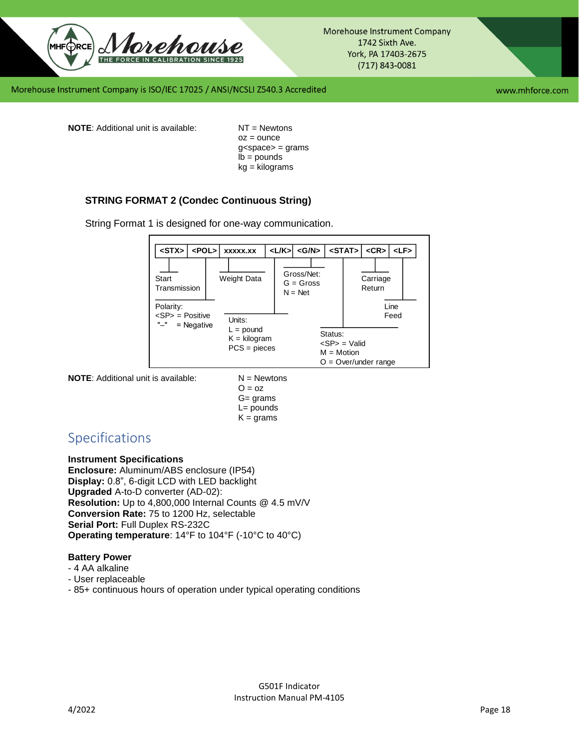**NOTE**: Additional unit is available:

NT = Newtons
oz = ounce
g<space> = grams
lb = pounds
kg = kilograms

### STRING FORMAT 2 (Condec Continuous String)

String Format 1 is designed for one-way communication.

| <STX> | <POL> | xxxxx.xx | <L/K> | <G/N> | <STAT> | <CR> | <LF> |
|---|---|---|---|---|---|---|---|

- Start Transmission
- Weight Data
- Gross/Net: G = Gross, N = Net
- Carriage Return
- Polarity: <SP> = Positive, "–" = Negative
- Line Feed
- Units: L = pound, K = kilogram, PCS = pieces
- Status: <SP> = Valid, M = Motion, O = Over/under range

**NOTE**: Additional unit is available:

N = Newtons
O = oz
G= grams
L= pounds
K = grams

## Specifications

**Instrument Specifications**
**Enclosure:** Aluminum/ABS enclosure (IP54)
**Display:** 0.8", 6-digit LCD with LED backlight
**Upgraded** A-to-D converter (AD-02):
**Resolution:** Up to 4,800,000 Internal Counts @ 4.5 mV/V
**Conversion Rate:** 75 to 1200 Hz, selectable
**Serial Port:** Full Duplex RS-232C
**Operating temperature**: 14°F to 104°F (-10°C to 40°C)

**Battery Power**
- 4 AA alkaline
- User replaceable
- 85+ continuous hours of operation under typical operating conditions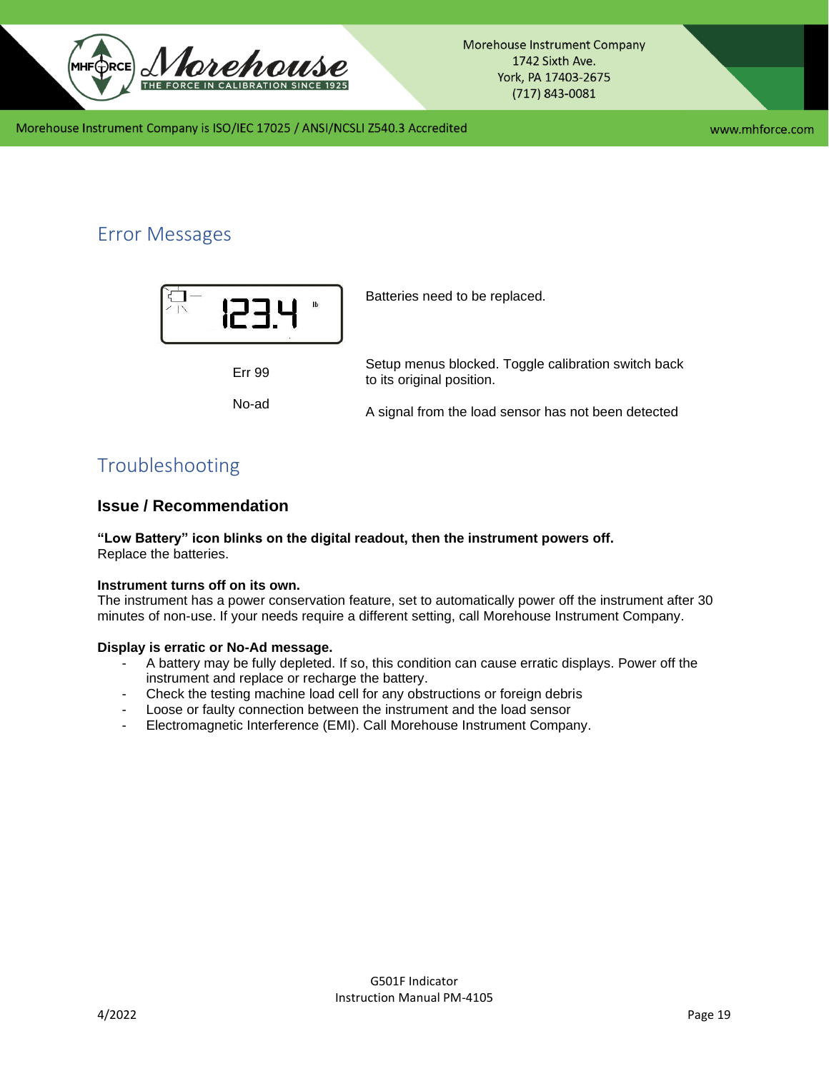## Error Messages

| | |
|---|---|
| 123.4 lb | Batteries need to be replaced. |
| Err 99 | Setup menus blocked. Toggle calibration switch back to its original position. |
| No-ad | A signal from the load sensor has not been detected |

## Troubleshooting

### Issue / Recommendation

**“Low Battery” icon blinks on the digital readout, then the instrument powers off.**
Replace the batteries.

**Instrument turns off on its own.**
The instrument has a power conservation feature, set to automatically power off the instrument after 30 minutes of non-use. If your needs require a different setting, call Morehouse Instrument Company.

**Display is erratic or No-Ad message.**

- A battery may be fully depleted. If so, this condition can cause erratic displays. Power off the instrument and replace or recharge the battery.
- Check the testing machine load cell for any obstructions or foreign debris
- Loose or faulty connection between the instrument and the load sensor
- Electromagnetic Interference (EMI). Call Morehouse Instrument Company.